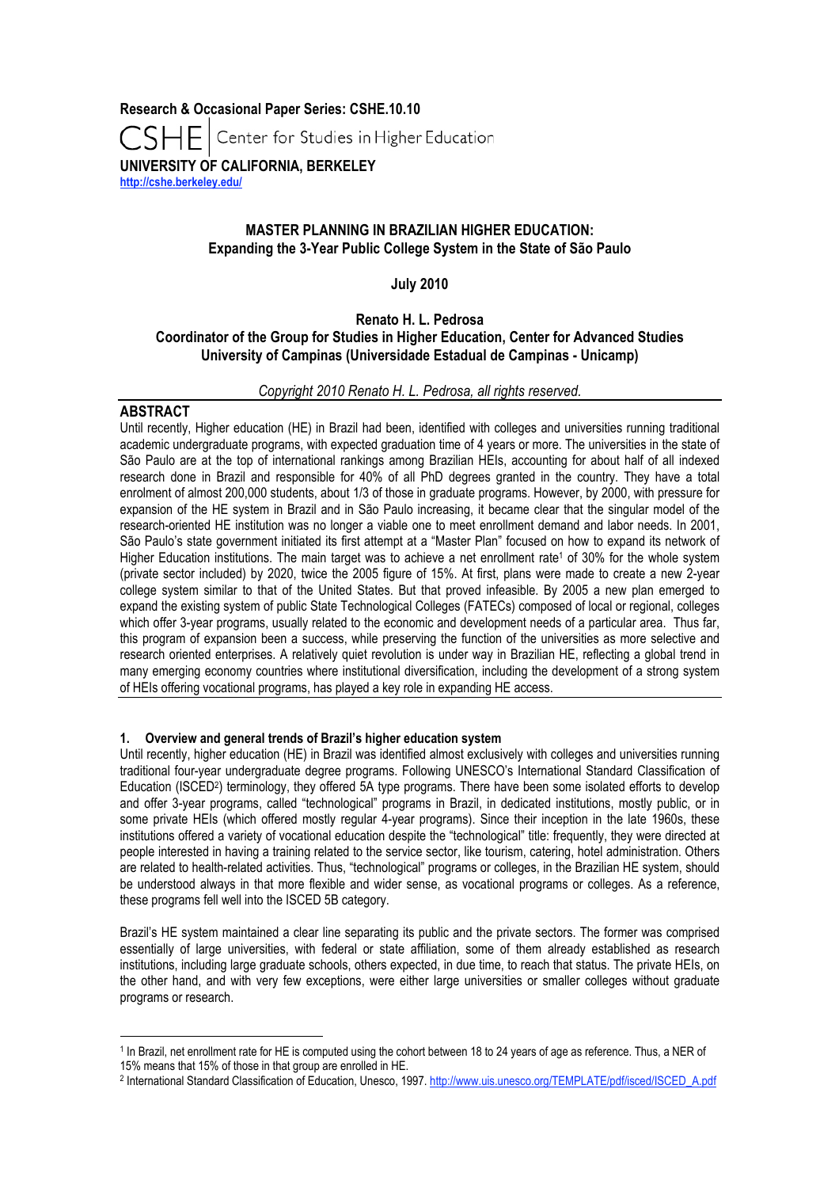**Research & Occasional Paper Series: CSHE.10.10**

CSHE | Center for Studies in Higher Education

**UNIVERSITY OF CALIFORNIA, BERKELEY**

http://cshe.berkeley.edu/

# MASTER PLANNING IN BRAZILIAN HIGHER EDUCATION: Expanding the 3-Year Public College System in the State of São Paulo

**July 2010**

**Renato H. L. Pedrosa**
**Coordinator of the Group for Studies in Higher Education, Center for Advanced Studies**
**University of Campinas (Universidade Estadual de Campinas - Unicamp)**

*Copyright 2010 Renato H. L. Pedrosa, all rights reserved.*

## ABSTRACT

Until recently, Higher education (HE) in Brazil had been, identified with colleges and universities running traditional academic undergraduate programs, with expected graduation time of 4 years or more. The universities in the state of São Paulo are at the top of international rankings among Brazilian HEIs, accounting for about half of all indexed research done in Brazil and responsible for 40% of all PhD degrees granted in the country. They have a total enrolment of almost 200,000 students, about 1/3 of those in graduate programs. However, by 2000, with pressure for expansion of the HE system in Brazil and in São Paulo increasing, it became clear that the singular model of the research-oriented HE institution was no longer a viable one to meet enrollment demand and labor needs. In 2001, São Paulo's state government initiated its first attempt at a "Master Plan" focused on how to expand its network of Higher Education institutions. The main target was to achieve a net enrollment rate[1] of 30% for the whole system (private sector included) by 2020, twice the 2005 figure of 15%. At first, plans were made to create a new 2-year college system similar to that of the United States. But that proved infeasible. By 2005 a new plan emerged to expand the existing system of public State Technological Colleges (FATECs) composed of local or regional, colleges which offer 3-year programs, usually related to the economic and development needs of a particular area. Thus far, this program of expansion been a success, while preserving the function of the universities as more selective and research oriented enterprises. A relatively quiet revolution is under way in Brazilian HE, reflecting a global trend in many emerging economy countries where institutional diversification, including the development of a strong system of HEIs offering vocational programs, has played a key role in expanding HE access.

## 1. Overview and general trends of Brazil's higher education system

Until recently, higher education (HE) in Brazil was identified almost exclusively with colleges and universities running traditional four-year undergraduate degree programs. Following UNESCO's International Standard Classification of Education (ISCED[2]) terminology, they offered 5A type programs. There have been some isolated efforts to develop and offer 3-year programs, called "technological" programs in Brazil, in dedicated institutions, mostly public, or in some private HEIs (which offered mostly regular 4-year programs). Since their inception in the late 1960s, these institutions offered a variety of vocational education despite the "technological" title: frequently, they were directed at people interested in having a training related to the service sector, like tourism, catering, hotel administration. Others are related to health-related activities. Thus, "technological" programs or colleges, in the Brazilian HE system, should be understood always in that more flexible and wider sense, as vocational programs or colleges. As a reference, these programs fell well into the ISCED 5B category.

Brazil's HE system maintained a clear line separating its public and the private sectors. The former was comprised essentially of large universities, with federal or state affiliation, some of them already established as research institutions, including large graduate schools, others expected, in due time, to reach that status. The private HEIs, on the other hand, and with very few exceptions, were either large universities or smaller colleges without graduate programs or research.

---

[1] In Brazil, net enrollment rate for HE is computed using the cohort between 18 to 24 years of age as reference. Thus, a NER of 15% means that 15% of those in that group are enrolled in HE.

[2] International Standard Classification of Education, Unesco, 1997. http://www.uis.unesco.org/TEMPLATE/pdf/isced/ISCED_A.pdf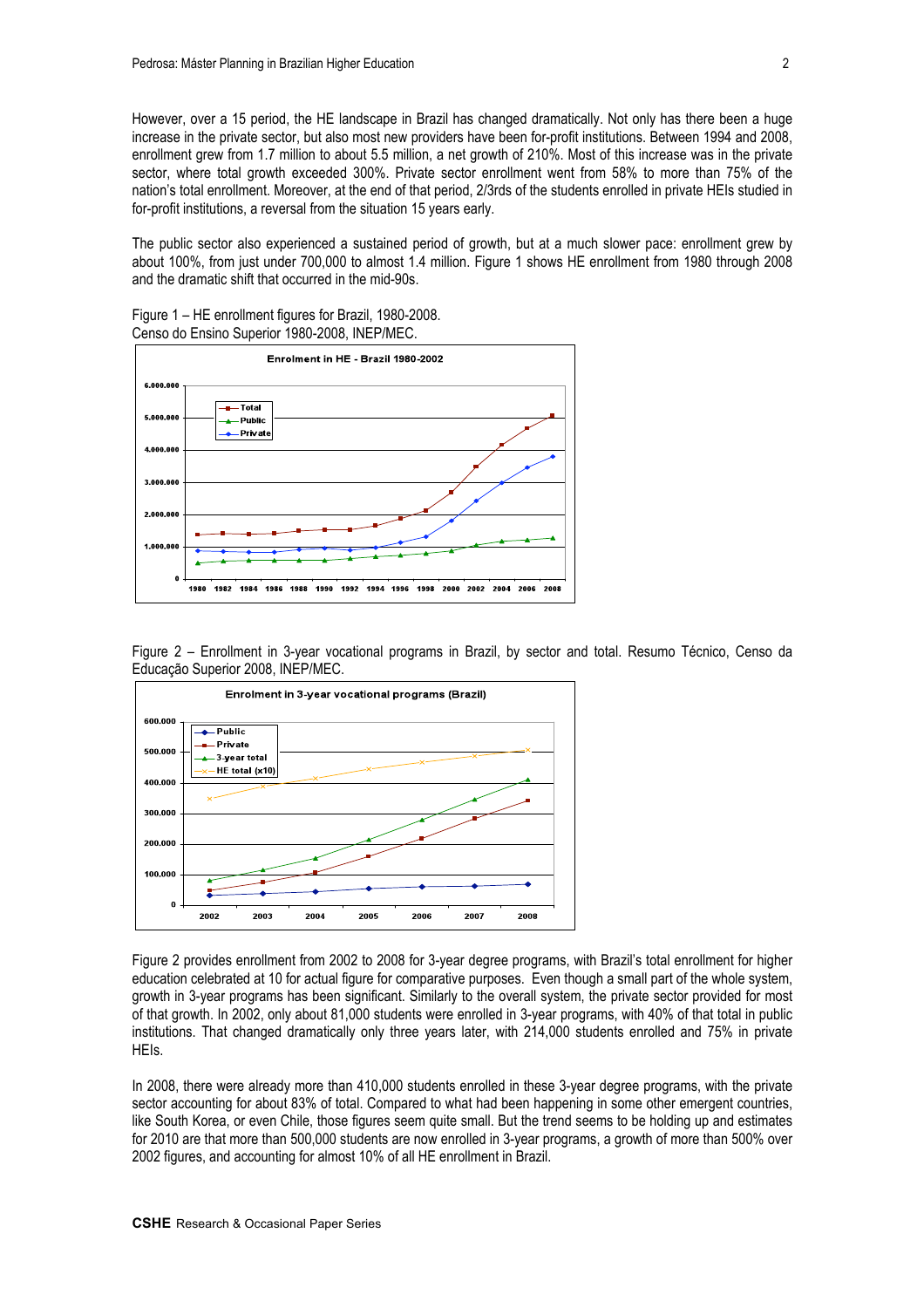However, over a 15 period, the HE landscape in Brazil has changed dramatically. Not only has there been a huge increase in the private sector, but also most new providers have been for-profit institutions. Between 1994 and 2008, enrollment grew from 1.7 million to about 5.5 million, a net growth of 210%. Most of this increase was in the private sector, where total growth exceeded 300%. Private sector enrollment went from 58% to more than 75% of the nation's total enrollment. Moreover, at the end of that period, 2/3rds of the students enrolled in private HEIs studied in for-profit institutions, a reversal from the situation 15 years early.

The public sector also experienced a sustained period of growth, but at a much slower pace: enrollment grew by about 100%, from just under 700,000 to almost 1.4 million. Figure 1 shows HE enrollment from 1980 through 2008 and the dramatic shift that occurred in the mid-90s.

Figure 1 – HE enrollment figures for Brazil, 1980-2008.
Censo do Ensino Superior 1980-2008, INEP/MEC.

Figure 2 – Enrollment in 3-year vocational programs in Brazil, by sector and total. Resumo Técnico, Censo da Educação Superior 2008, INEP/MEC.

Figure 2 provides enrollment from 2002 to 2008 for 3-year degree programs, with Brazil's total enrollment for higher education celebrated at 10 for actual figure for comparative purposes. Even though a small part of the whole system, growth in 3-year programs has been significant. Similarly to the overall system, the private sector provided for most of that growth. In 2002, only about 81,000 students were enrolled in 3-year programs, with 40% of that total in public institutions. That changed dramatically only three years later, with 214,000 students enrolled and 75% in private HEIs.

In 2008, there were already more than 410,000 students enrolled in these 3-year degree programs, with the private sector accounting for about 83% of total. Compared to what had been happening in some other emergent countries, like South Korea, or even Chile, those figures seem quite small. But the trend seems to be holding up and estimates for 2010 are that more than 500,000 students are now enrolled in 3-year programs, a growth of more than 500% over 2002 figures, and accounting for almost 10% of all HE enrollment in Brazil.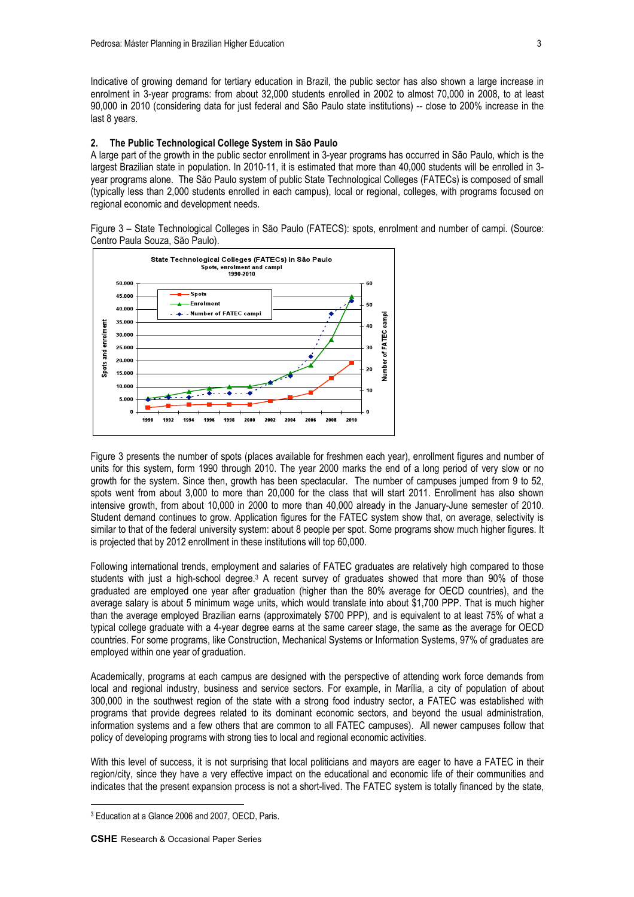Indicative of growing demand for tertiary education in Brazil, the public sector has also shown a large increase in enrolment in 3-year programs: from about 32,000 students enrolled in 2002 to almost 70,000 in 2008, to at least 90,000 in 2010 (considering data for just federal and São Paulo state institutions) -- close to 200% increase in the last 8 years.

## 2. The Public Technological College System in São Paulo

A large part of the growth in the public sector enrollment in 3-year programs has occurred in São Paulo, which is the largest Brazilian state in population. In 2010-11, it is estimated that more than 40,000 students will be enrolled in 3-year programs alone. The São Paulo system of public State Technological Colleges (FATECs) is composed of small (typically less than 2,000 students enrolled in each campus), local or regional, colleges, with programs focused on regional economic and development needs.

Figure 3 – State Technological Colleges in São Paulo (FATECS): spots, enrolment and number of campi. (Source: Centro Paula Souza, São Paulo).

Figure 3 presents the number of spots (places available for freshmen each year), enrollment figures and number of units for this system, form 1990 through 2010. The year 2000 marks the end of a long period of very slow or no growth for the system. Since then, growth has been spectacular. The number of campuses jumped from 9 to 52, spots went from about 3,000 to more than 20,000 for the class that will start 2011. Enrollment has also shown intensive growth, from about 10,000 in 2000 to more than 40,000 already in the January-June semester of 2010. Student demand continues to grow. Application figures for the FATEC system show that, on average, selectivity is similar to that of the federal university system: about 8 people per spot. Some programs show much higher figures. It is projected that by 2012 enrollment in these institutions will top 60,000.

Following international trends, employment and salaries of FATEC graduates are relatively high compared to those students with just a high-school degree.[3] A recent survey of graduates showed that more than 90% of those graduated are employed one year after graduation (higher than the 80% average for OECD countries), and the average salary is about 5 minimum wage units, which would translate into about $1,700 PPP. That is much higher than the average employed Brazilian earns (approximately $700 PPP), and is equivalent to at least 75% of what a typical college graduate with a 4-year degree earns at the same career stage, the same as the average for OECD countries. For some programs, like Construction, Mechanical Systems or Information Systems, 97% of graduates are employed within one year of graduation.

Academically, programs at each campus are designed with the perspective of attending work force demands from local and regional industry, business and service sectors. For example, in Marília, a city of population of about 300,000 in the southwest region of the state with a strong food industry sector, a FATEC was established with programs that provide degrees related to its dominant economic sectors, and beyond the usual administration, information systems and a few others that are common to all FATEC campuses). All newer campuses follow that policy of developing programs with strong ties to local and regional economic activities.

With this level of success, it is not surprising that local politicians and mayors are eager to have a FATEC in their region/city, since they have a very effective impact on the educational and economic life of their communities and indicates that the present expansion process is not a short-lived. The FATEC system is totally financed by the state,

[3] Education at a Glance 2006 and 2007, OECD, Paris.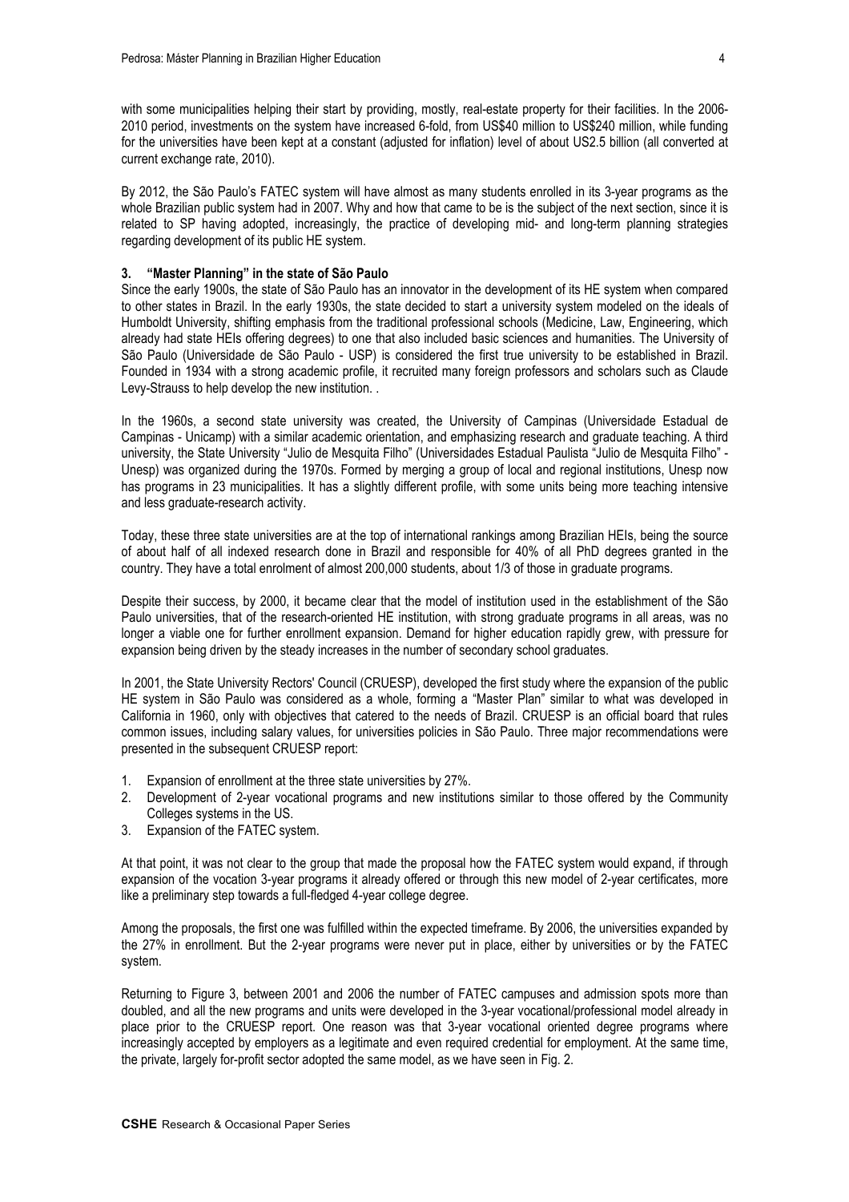with some municipalities helping their start by providing, mostly, real-estate property for their facilities. In the 2006-2010 period, investments on the system have increased 6-fold, from US$40 million to US$240 million, while funding for the universities have been kept at a constant (adjusted for inflation) level of about US2.5 billion (all converted at current exchange rate, 2010).

By 2012, the São Paulo's FATEC system will have almost as many students enrolled in its 3-year programs as the whole Brazilian public system had in 2007. Why and how that came to be is the subject of the next section, since it is related to SP having adopted, increasingly, the practice of developing mid- and long-term planning strategies regarding development of its public HE system.

## 3. "Master Planning" in the state of São Paulo

Since the early 1900s, the state of São Paulo has an innovator in the development of its HE system when compared to other states in Brazil. In the early 1930s, the state decided to start a university system modeled on the ideals of Humboldt University, shifting emphasis from the traditional professional schools (Medicine, Law, Engineering, which already had state HEIs offering degrees) to one that also included basic sciences and humanities. The University of São Paulo (Universidade de São Paulo - USP) is considered the first true university to be established in Brazil. Founded in 1934 with a strong academic profile, it recruited many foreign professors and scholars such as Claude Levy-Strauss to help develop the new institution. .

In the 1960s, a second state university was created, the University of Campinas (Universidade Estadual de Campinas - Unicamp) with a similar academic orientation, and emphasizing research and graduate teaching. A third university, the State University "Julio de Mesquita Filho" (Universidades Estadual Paulista "Julio de Mesquita Filho" - Unesp) was organized during the 1970s. Formed by merging a group of local and regional institutions, Unesp now has programs in 23 municipalities. It has a slightly different profile, with some units being more teaching intensive and less graduate-research activity.

Today, these three state universities are at the top of international rankings among Brazilian HEIs, being the source of about half of all indexed research done in Brazil and responsible for 40% of all PhD degrees granted in the country. They have a total enrolment of almost 200,000 students, about 1/3 of those in graduate programs.

Despite their success, by 2000, it became clear that the model of institution used in the establishment of the São Paulo universities, that of the research-oriented HE institution, with strong graduate programs in all areas, was no longer a viable one for further enrollment expansion. Demand for higher education rapidly grew, with pressure for expansion being driven by the steady increases in the number of secondary school graduates.

In 2001, the State University Rectors' Council (CRUESP), developed the first study where the expansion of the public HE system in São Paulo was considered as a whole, forming a "Master Plan" similar to what was developed in California in 1960, only with objectives that catered to the needs of Brazil. CRUESP is an official board that rules common issues, including salary values, for universities policies in São Paulo. Three major recommendations were presented in the subsequent CRUESP report:

1. Expansion of enrollment at the three state universities by 27%.
2. Development of 2-year vocational programs and new institutions similar to those offered by the Community Colleges systems in the US.
3. Expansion of the FATEC system.

At that point, it was not clear to the group that made the proposal how the FATEC system would expand, if through expansion of the vocation 3-year programs it already offered or through this new model of 2-year certificates, more like a preliminary step towards a full-fledged 4-year college degree.

Among the proposals, the first one was fulfilled within the expected timeframe. By 2006, the universities expanded by the 27% in enrollment. But the 2-year programs were never put in place, either by universities or by the FATEC system.

Returning to Figure 3, between 2001 and 2006 the number of FATEC campuses and admission spots more than doubled, and all the new programs and units were developed in the 3-year vocational/professional model already in place prior to the CRUESP report. One reason was that 3-year vocational oriented degree programs where increasingly accepted by employers as a legitimate and even required credential for employment. At the same time, the private, largely for-profit sector adopted the same model, as we have seen in Fig. 2.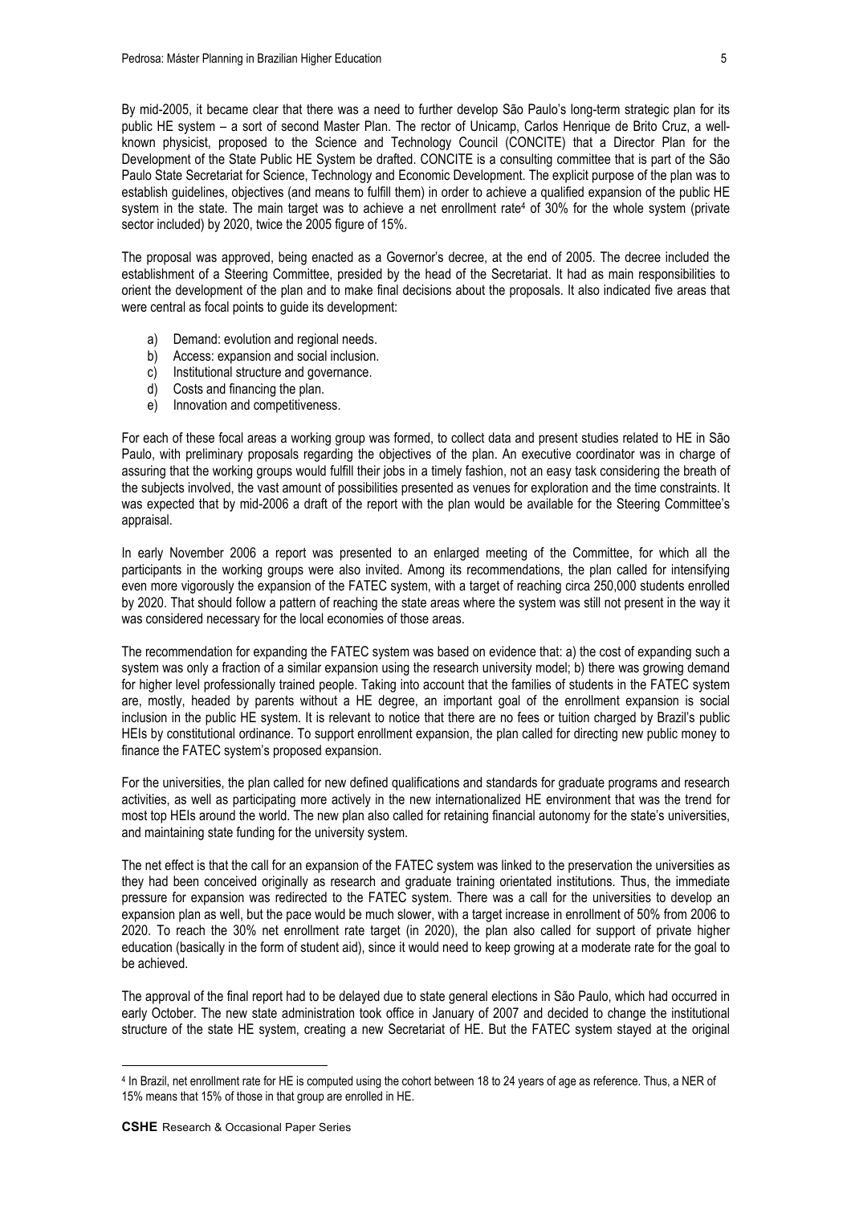By mid-2005, it became clear that there was a need to further develop São Paulo's long-term strategic plan for its public HE system – a sort of second Master Plan. The rector of Unicamp, Carlos Henrique de Brito Cruz, a well-known physicist, proposed to the Science and Technology Council (CONCITE) that a Director Plan for the Development of the State Public HE System be drafted. CONCITE is a consulting committee that is part of the São Paulo State Secretariat for Science, Technology and Economic Development. The explicit purpose of the plan was to establish guidelines, objectives (and means to fulfill them) in order to achieve a qualified expansion of the public HE system in the state. The main target was to achieve a net enrollment rate[4] of 30% for the whole system (private sector included) by 2020, twice the 2005 figure of 15%.

The proposal was approved, being enacted as a Governor's decree, at the end of 2005. The decree included the establishment of a Steering Committee, presided by the head of the Secretariat. It had as main responsibilities to orient the development of the plan and to make final decisions about the proposals. It also indicated five areas that were central as focal points to guide its development:

a) Demand: evolution and regional needs.
b) Access: expansion and social inclusion.
c) Institutional structure and governance.
d) Costs and financing the plan.
e) Innovation and competitiveness.

For each of these focal areas a working group was formed, to collect data and present studies related to HE in São Paulo, with preliminary proposals regarding the objectives of the plan. An executive coordinator was in charge of assuring that the working groups would fulfill their jobs in a timely fashion, not an easy task considering the breath of the subjects involved, the vast amount of possibilities presented as venues for exploration and the time constraints. It was expected that by mid-2006 a draft of the report with the plan would be available for the Steering Committee's appraisal.

In early November 2006 a report was presented to an enlarged meeting of the Committee, for which all the participants in the working groups were also invited. Among its recommendations, the plan called for intensifying even more vigorously the expansion of the FATEC system, with a target of reaching circa 250,000 students enrolled by 2020. That should follow a pattern of reaching the state areas where the system was still not present in the way it was considered necessary for the local economies of those areas.

The recommendation for expanding the FATEC system was based on evidence that: a) the cost of expanding such a system was only a fraction of a similar expansion using the research university model; b) there was growing demand for higher level professionally trained people. Taking into account that the families of students in the FATEC system are, mostly, headed by parents without a HE degree, an important goal of the enrollment expansion is social inclusion in the public HE system. It is relevant to notice that there are no fees or tuition charged by Brazil's public HEIs by constitutional ordinance. To support enrollment expansion, the plan called for directing new public money to finance the FATEC system's proposed expansion.

For the universities, the plan called for new defined qualifications and standards for graduate programs and research activities, as well as participating more actively in the new internationalized HE environment that was the trend for most top HEIs around the world. The new plan also called for retaining financial autonomy for the state's universities, and maintaining state funding for the university system.

The net effect is that the call for an expansion of the FATEC system was linked to the preservation the universities as they had been conceived originally as research and graduate training orientated institutions. Thus, the immediate pressure for expansion was redirected to the FATEC system. There was a call for the universities to develop an expansion plan as well, but the pace would be much slower, with a target increase in enrollment of 50% from 2006 to 2020. To reach the 30% net enrollment rate target (in 2020), the plan also called for support of private higher education (basically in the form of student aid), since it would need to keep growing at a moderate rate for the goal to be achieved.

The approval of the final report had to be delayed due to state general elections in São Paulo, which had occurred in early October. The new state administration took office in January of 2007 and decided to change the institutional structure of the state HE system, creating a new Secretariat of HE. But the FATEC system stayed at the original

[4] In Brazil, net enrollment rate for HE is computed using the cohort between 18 to 24 years of age as reference. Thus, a NER of 15% means that 15% of those in that group are enrolled in HE.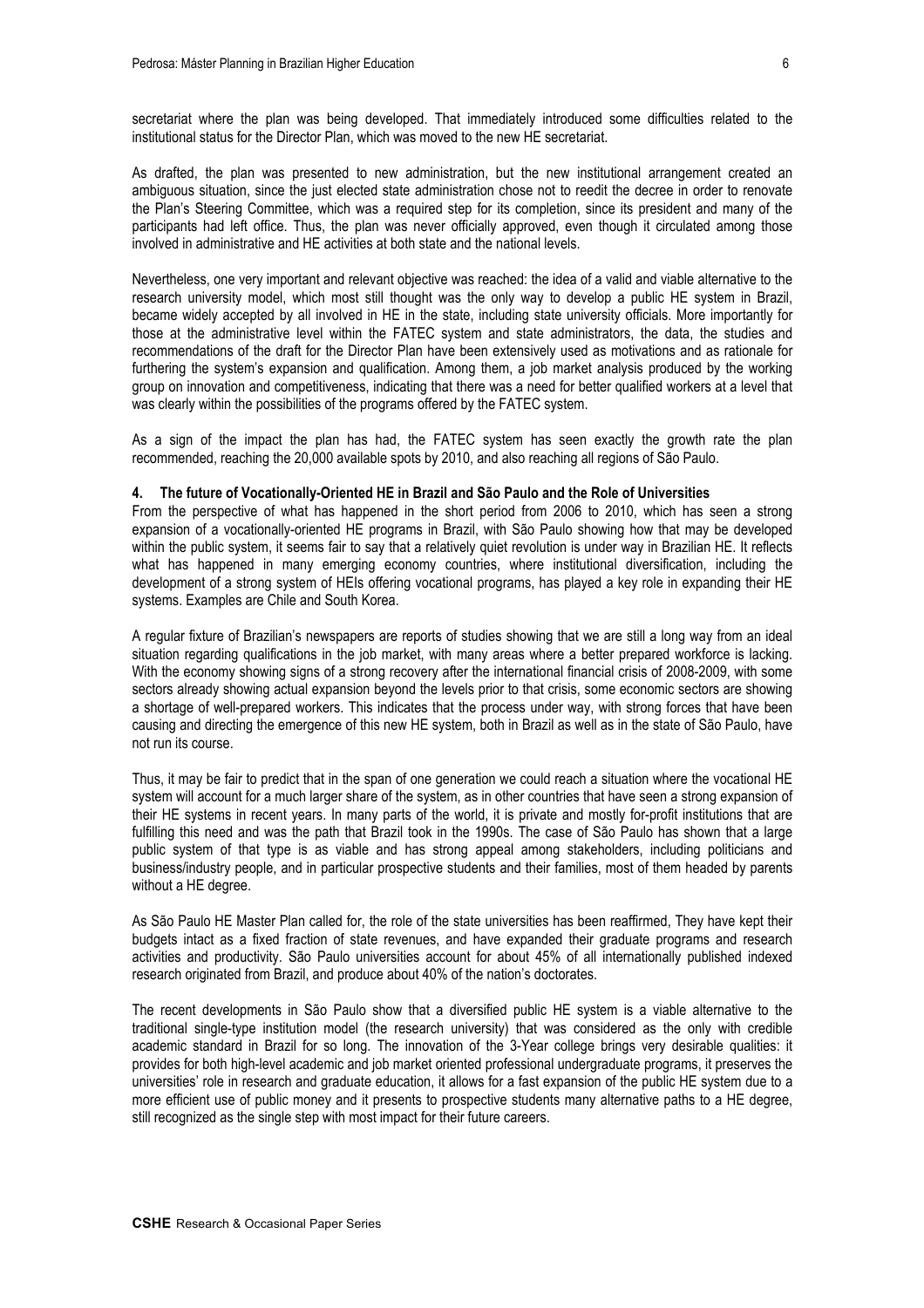secretariat where the plan was being developed. That immediately introduced some difficulties related to the institutional status for the Director Plan, which was moved to the new HE secretariat.

As drafted, the plan was presented to new administration, but the new institutional arrangement created an ambiguous situation, since the just elected state administration chose not to reedit the decree in order to renovate the Plan's Steering Committee, which was a required step for its completion, since its president and many of the participants had left office. Thus, the plan was never officially approved, even though it circulated among those involved in administrative and HE activities at both state and the national levels.

Nevertheless, one very important and relevant objective was reached: the idea of a valid and viable alternative to the research university model, which most still thought was the only way to develop a public HE system in Brazil, became widely accepted by all involved in HE in the state, including state university officials. More importantly for those at the administrative level within the FATEC system and state administrators, the data, the studies and recommendations of the draft for the Director Plan have been extensively used as motivations and as rationale for furthering the system's expansion and qualification. Among them, a job market analysis produced by the working group on innovation and competitiveness, indicating that there was a need for better qualified workers at a level that was clearly within the possibilities of the programs offered by the FATEC system.

As a sign of the impact the plan has had, the FATEC system has seen exactly the growth rate the plan recommended, reaching the 20,000 available spots by 2010, and also reaching all regions of São Paulo.

## 4. The future of Vocationally-Oriented HE in Brazil and São Paulo and the Role of Universities

From the perspective of what has happened in the short period from 2006 to 2010, which has seen a strong expansion of a vocationally-oriented HE programs in Brazil, with São Paulo showing how that may be developed within the public system, it seems fair to say that a relatively quiet revolution is under way in Brazilian HE. It reflects what has happened in many emerging economy countries, where institutional diversification, including the development of a strong system of HEIs offering vocational programs, has played a key role in expanding their HE systems. Examples are Chile and South Korea.

A regular fixture of Brazilian's newspapers are reports of studies showing that we are still a long way from an ideal situation regarding qualifications in the job market, with many areas where a better prepared workforce is lacking. With the economy showing signs of a strong recovery after the international financial crisis of 2008-2009, with some sectors already showing actual expansion beyond the levels prior to that crisis, some economic sectors are showing a shortage of well-prepared workers. This indicates that the process under way, with strong forces that have been causing and directing the emergence of this new HE system, both in Brazil as well as in the state of São Paulo, have not run its course.

Thus, it may be fair to predict that in the span of one generation we could reach a situation where the vocational HE system will account for a much larger share of the system, as in other countries that have seen a strong expansion of their HE systems in recent years. In many parts of the world, it is private and mostly for-profit institutions that are fulfilling this need and was the path that Brazil took in the 1990s. The case of São Paulo has shown that a large public system of that type is as viable and has strong appeal among stakeholders, including politicians and business/industry people, and in particular prospective students and their families, most of them headed by parents without a HE degree.

As São Paulo HE Master Plan called for, the role of the state universities has been reaffirmed, They have kept their budgets intact as a fixed fraction of state revenues, and have expanded their graduate programs and research activities and productivity. São Paulo universities account for about 45% of all internationally published indexed research originated from Brazil, and produce about 40% of the nation's doctorates.

The recent developments in São Paulo show that a diversified public HE system is a viable alternative to the traditional single-type institution model (the research university) that was considered as the only with credible academic standard in Brazil for so long. The innovation of the 3-Year college brings very desirable qualities: it provides for both high-level academic and job market oriented professional undergraduate programs, it preserves the universities' role in research and graduate education, it allows for a fast expansion of the public HE system due to a more efficient use of public money and it presents to prospective students many alternative paths to a HE degree, still recognized as the single step with most impact for their future careers.